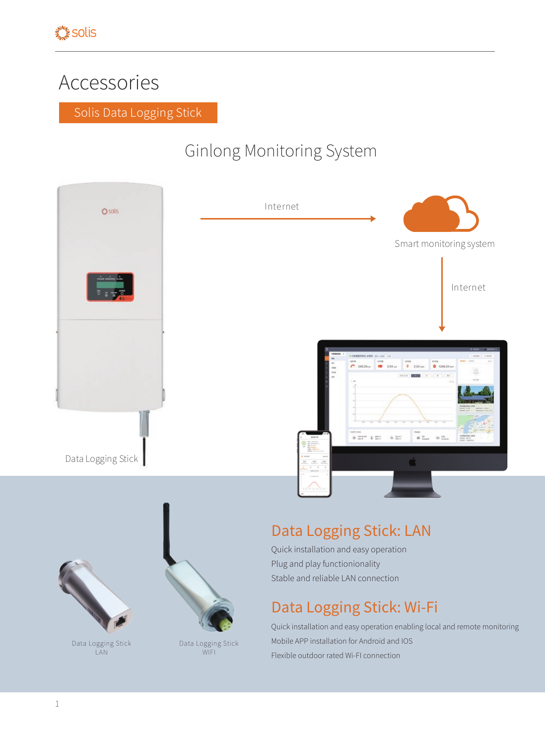# Accessories

## Solis Data Logging Stick

### Ginlong Monitoring System

Internet

Smart monitoring system

Internet

Data Logging Stick

Data Logging Stick LAN

Data Logging Stick WIFI

## Data Logging Stick: LAN

Quick installation and easy operation

Plug and play functionality

Stable and reliable LAN connection

## Data Logging Stick: Wi-Fi

Quick installation and easy operation enabling local and remote monitoring

Mobile APP installation for Android and IOS

Flexible outdoor rated Wi-FI connection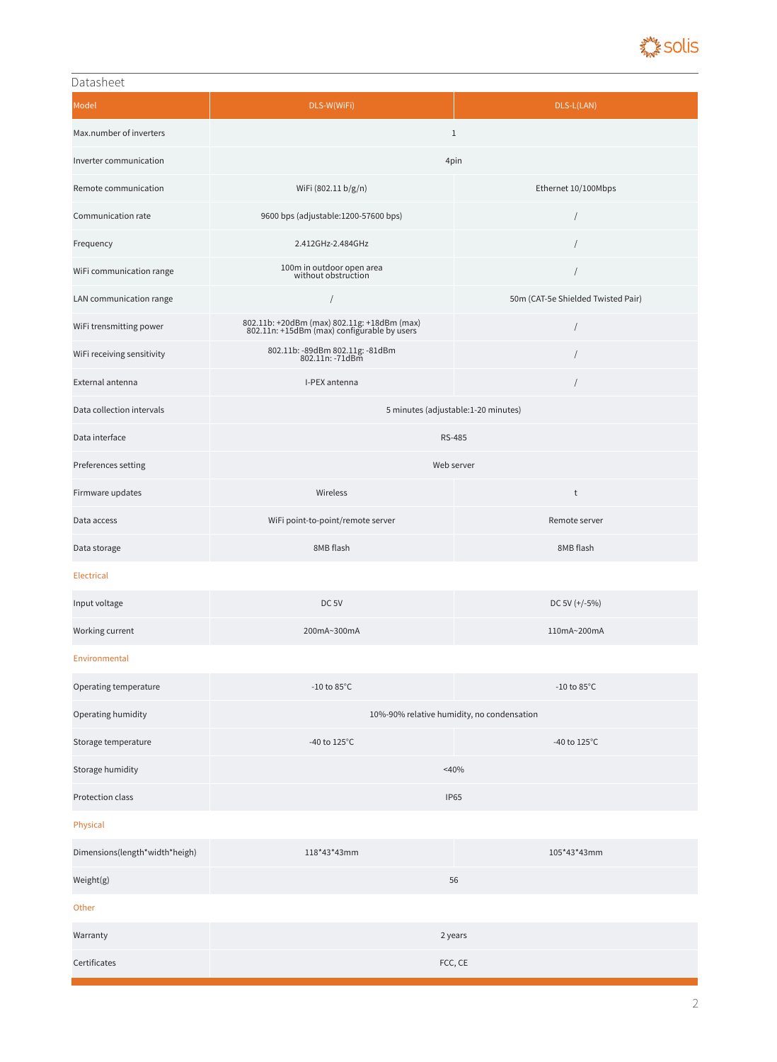## Datasheet

| Model | DLS-W(WiFi) | DLS-L(LAN) |
|---|---|---|
| Max.number of inverters | 1 | |
| Inverter communication | 4pin | |
| Remote communication | WiFi (802.11 b/g/n) | Ethernet 10/100Mbps |
| Communication rate | 9600 bps (adjustable:1200-57600 bps) | / |
| Frequency | 2.412GHz-2.484GHz | / |
| WiFi communication range | 100m in outdoor open area without obstruction | / |
| LAN communication range | / | 50m (CAT-5e Shielded Twisted Pair) |
| WiFi trensmitting power | 802.11b: +20dBm (max) 802.11g: +18dBm (max) 802.11n: +15dBm (max) configurable by users | / |
| WiFi receiving sensitivity | 802.11b: -89dBm 802.11g: -81dBm 802.11n: -71dBm | / |
| External antenna | I-PEX antenna | / |
| Data collection intervals | 5 minutes (adjustable:1-20 minutes) | |
| Data interface | RS-485 | |
| Preferences setting | Web server | |
| Firmware updates | Wireless | t |
| Data access | WiFi point-to-point/remote server | Remote server |
| Data storage | 8MB flash | 8MB flash |
| **Electrical** | | |
| Input voltage | DC 5V | DC 5V (+/-5%) |
| Working current | 200mA~300mA | 110mA~200mA |
| **Environmental** | | |
| Operating temperature | -10 to 85°C | -10 to 85°C |
| Operating humidity | 10%-90% relative humidity, no condensation | |
| Storage temperature | -40 to 125°C | -40 to 125°C |
| Storage humidity | <40% | |
| Protection class | IP65 | |
| **Physical** | | |
| Dimensions(length*width*heigh) | 118*43*43mm | 105*43*43mm |
| Weight(g) | 56 | |
| **Other** | | |
| Warranty | 2 years | |
| Certificates | FCC, CE | |